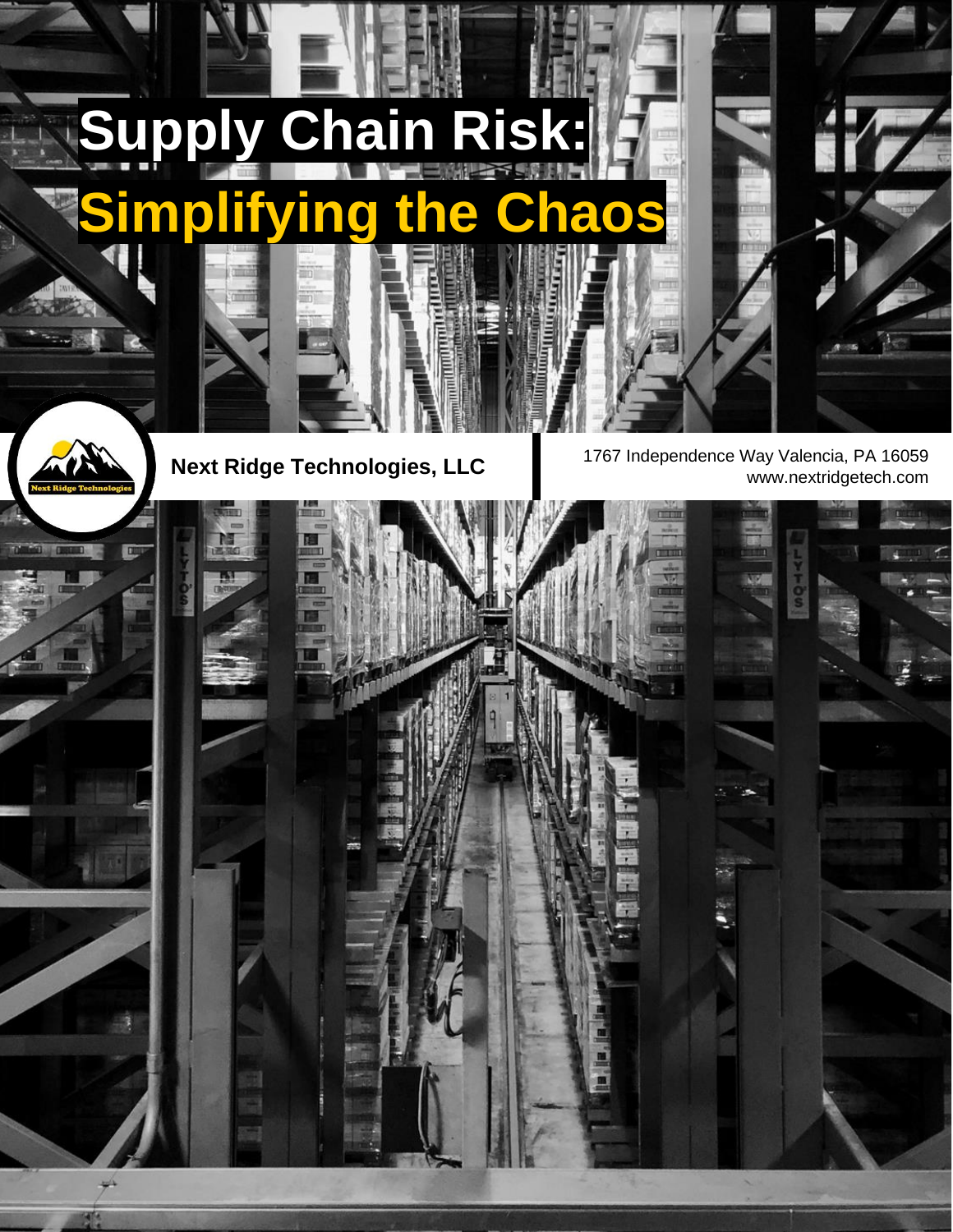# Supply Chain Risk:
# Simplifying the Chaos

**Next Ridge Technologies, LLC**

1767 Independence Way Valencia, PA 16059
www.nextridgetech.com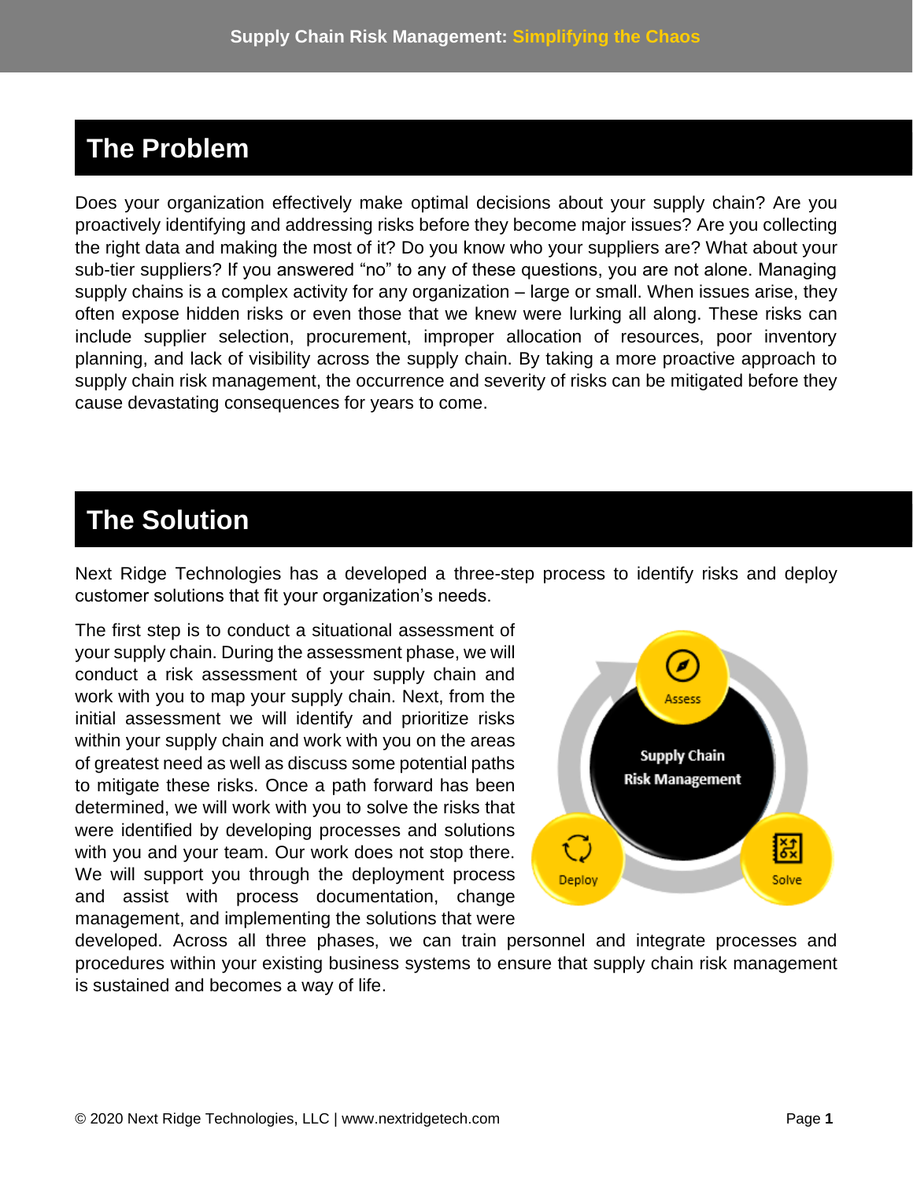## The Problem

Does your organization effectively make optimal decisions about your supply chain? Are you proactively identifying and addressing risks before they become major issues? Are you collecting the right data and making the most of it? Do you know who your suppliers are? What about your sub-tier suppliers? If you answered "no" to any of these questions, you are not alone. Managing supply chains is a complex activity for any organization – large or small. When issues arise, they often expose hidden risks or even those that we knew were lurking all along. These risks can include supplier selection, procurement, improper allocation of resources, poor inventory planning, and lack of visibility across the supply chain. By taking a more proactive approach to supply chain risk management, the occurrence and severity of risks can be mitigated before they cause devastating consequences for years to come.

## The Solution

Next Ridge Technologies has a developed a three-step process to identify risks and deploy customer solutions that fit your organization's needs.

The first step is to conduct a situational assessment of your supply chain. During the assessment phase, we will conduct a risk assessment of your supply chain and work with you to map your supply chain. Next, from the initial assessment we will identify and prioritize risks within your supply chain and work with you on the areas of greatest need as well as discuss some potential paths to mitigate these risks. Once a path forward has been determined, we will work with you to solve the risks that were identified by developing processes and solutions with you and your team. Our work does not stop there. We will support you through the deployment process and assist with process documentation, change management, and implementing the solutions that were developed. Across all three phases, we can train personnel and integrate processes and procedures within your existing business systems to ensure that supply chain risk management is sustained and becomes a way of life.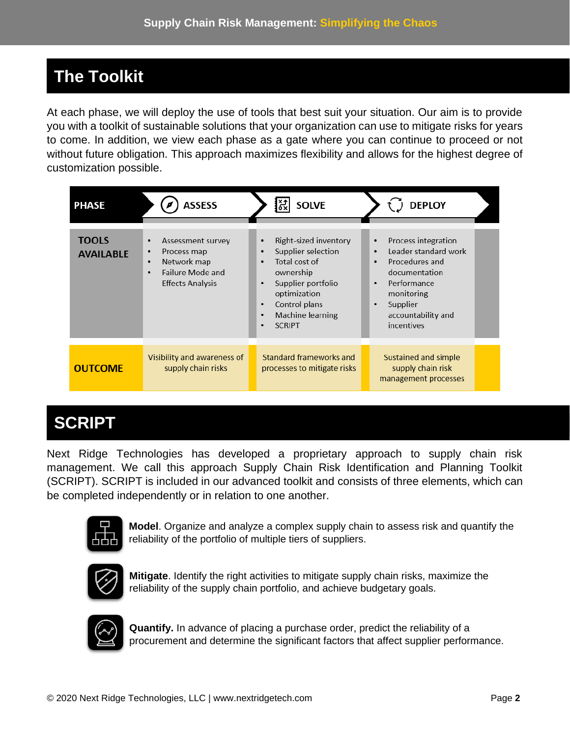## The Toolkit

At each phase, we will deploy the use of tools that best suit your situation. Our aim is to provide you with a toolkit of sustainable solutions that your organization can use to mitigate risks for years to come. In addition, we view each phase as a gate where you can continue to proceed or not without future obligation. This approach maximizes flexibility and allows for the highest degree of customization possible.

| PHASE | ASSESS | SOLVE | DEPLOY |
|---|---|---|---|
| **TOOLS AVAILABLE** | • Assessment survey<br>• Process map<br>• Network map<br>• Failure Mode and Effects Analysis | • Right-sized inventory<br>• Supplier selection<br>• Total cost of ownership<br>• Supplier portfolio optimization<br>• Control plans<br>• Machine learning<br>• SCRIPT | • Process integration<br>• Leader standard work<br>• Procedures and documentation<br>• Performance monitoring<br>• Supplier accountability and incentives |
| **OUTCOME** | Visibility and awareness of supply chain risks | Standard frameworks and processes to mitigate risks | Sustained and simple supply chain risk management processes |

## SCRIPT

Next Ridge Technologies has developed a proprietary approach to supply chain risk management. We call this approach Supply Chain Risk Identification and Planning Toolkit (SCRIPT). SCRIPT is included in our advanced toolkit and consists of three elements, which can be completed independently or in relation to one another.

**Model**. Organize and analyze a complex supply chain to assess risk and quantify the reliability of the portfolio of multiple tiers of suppliers.

**Mitigate**. Identify the right activities to mitigate supply chain risks, maximize the reliability of the supply chain portfolio, and achieve budgetary goals.

**Quantify.** In advance of placing a purchase order, predict the reliability of a procurement and determine the significant factors that affect supplier performance.